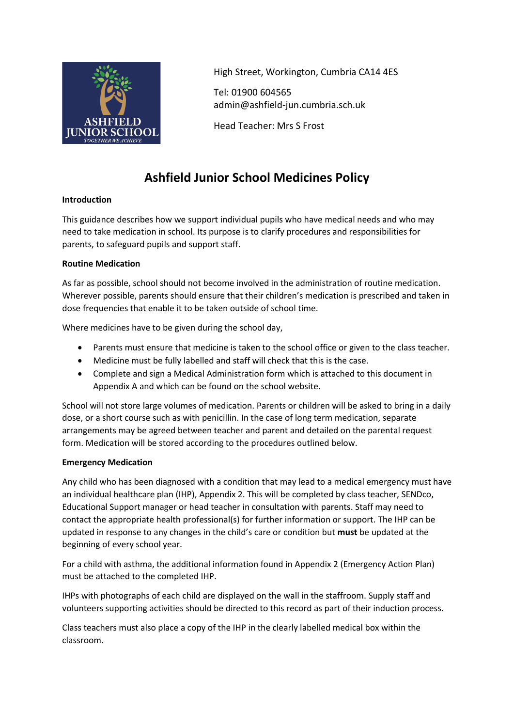High Street, Workington, Cumbria CA14 4ES

Tel: 01900 604565
admin@ashfield-jun.cumbria.sch.uk

Head Teacher: Mrs S Frost

# Ashfield Junior School Medicines Policy

**Introduction**

This guidance describes how we support individual pupils who have medical needs and who may need to take medication in school. Its purpose is to clarify procedures and responsibilities for parents, to safeguard pupils and support staff.

**Routine Medication**

As far as possible, school should not become involved in the administration of routine medication. Wherever possible, parents should ensure that their children's medication is prescribed and taken in dose frequencies that enable it to be taken outside of school time.

Where medicines have to be given during the school day,

- Parents must ensure that medicine is taken to the school office or given to the class teacher.
- Medicine must be fully labelled and staff will check that this is the case.
- Complete and sign a Medical Administration form which is attached to this document in Appendix A and which can be found on the school website.

School will not store large volumes of medication. Parents or children will be asked to bring in a daily dose, or a short course such as with penicillin. In the case of long term medication, separate arrangements may be agreed between teacher and parent and detailed on the parental request form. Medication will be stored according to the procedures outlined below.

**Emergency Medication**

Any child who has been diagnosed with a condition that may lead to a medical emergency must have an individual healthcare plan (IHP), Appendix 2. This will be completed by class teacher, SENDco, Educational Support manager or head teacher in consultation with parents. Staff may need to contact the appropriate health professional(s) for further information or support. The IHP can be updated in response to any changes in the child's care or condition but **must** be updated at the beginning of every school year.

For a child with asthma, the additional information found in Appendix 2 (Emergency Action Plan) must be attached to the completed IHP.

IHPs with photographs of each child are displayed on the wall in the staffroom. Supply staff and volunteers supporting activities should be directed to this record as part of their induction process.

Class teachers must also place a copy of the IHP in the clearly labelled medical box within the classroom.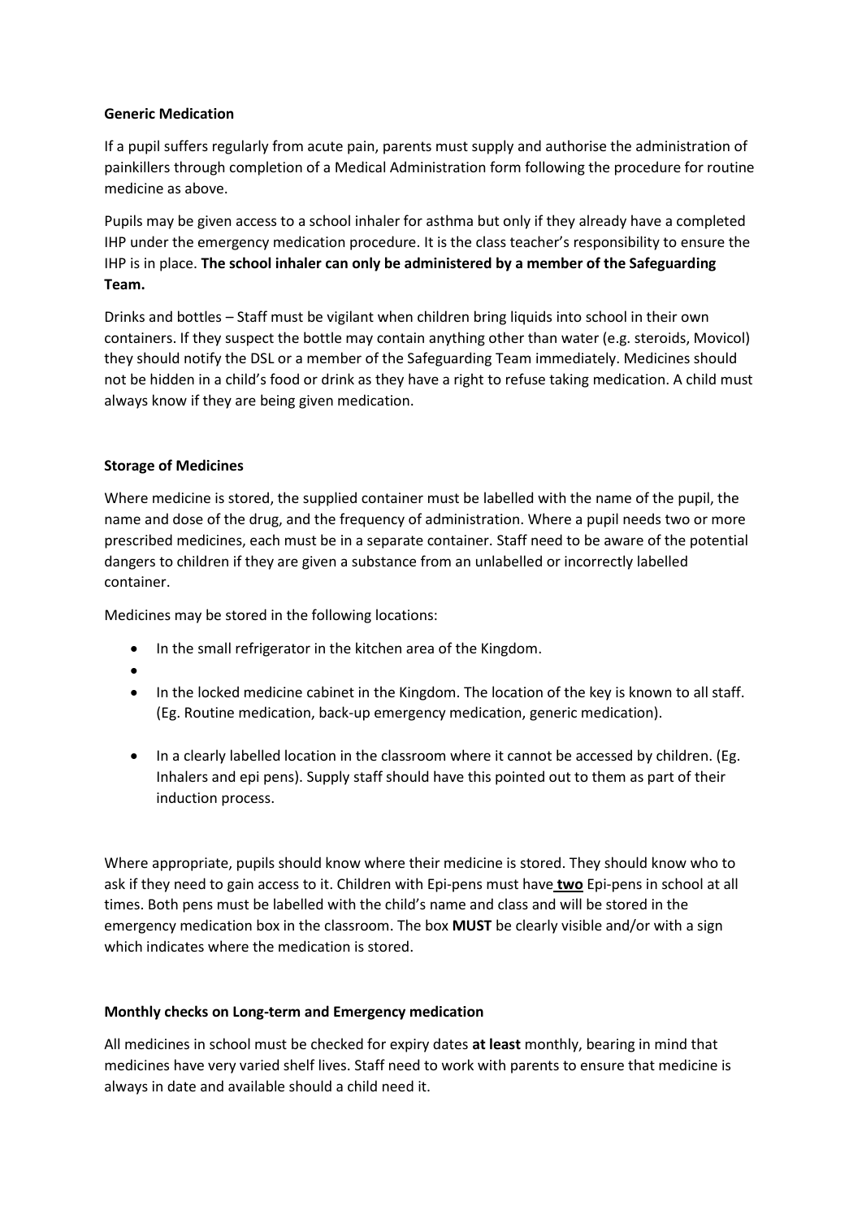**Generic Medication**

If a pupil suffers regularly from acute pain, parents must supply and authorise the administration of painkillers through completion of a Medical Administration form following the procedure for routine medicine as above.

Pupils may be given access to a school inhaler for asthma but only if they already have a completed IHP under the emergency medication procedure. It is the class teacher's responsibility to ensure the IHP is in place. **The school inhaler can only be administered by a member of the Safeguarding Team.**

Drinks and bottles – Staff must be vigilant when children bring liquids into school in their own containers. If they suspect the bottle may contain anything other than water (e.g. steroids, Movicol) they should notify the DSL or a member of the Safeguarding Team immediately. Medicines should not be hidden in a child's food or drink as they have a right to refuse taking medication. A child must always know if they are being given medication.

**Storage of Medicines**

Where medicine is stored, the supplied container must be labelled with the name of the pupil, the name and dose of the drug, and the frequency of administration. Where a pupil needs two or more prescribed medicines, each must be in a separate container. Staff need to be aware of the potential dangers to children if they are given a substance from an unlabelled or incorrectly labelled container.

Medicines may be stored in the following locations:

- In the small refrigerator in the kitchen area of the Kingdom.
- 
- In the locked medicine cabinet in the Kingdom. The location of the key is known to all staff. (Eg. Routine medication, back-up emergency medication, generic medication).
- In a clearly labelled location in the classroom where it cannot be accessed by children. (Eg. Inhalers and epi pens). Supply staff should have this pointed out to them as part of their induction process.

Where appropriate, pupils should know where their medicine is stored. They should know who to ask if they need to gain access to it. Children with Epi-pens must have **two** Epi-pens in school at all times. Both pens must be labelled with the child's name and class and will be stored in the emergency medication box in the classroom. The box **MUST** be clearly visible and/or with a sign which indicates where the medication is stored.

**Monthly checks on Long-term and Emergency medication**

All medicines in school must be checked for expiry dates **at least** monthly, bearing in mind that medicines have very varied shelf lives. Staff need to work with parents to ensure that medicine is always in date and available should a child need it.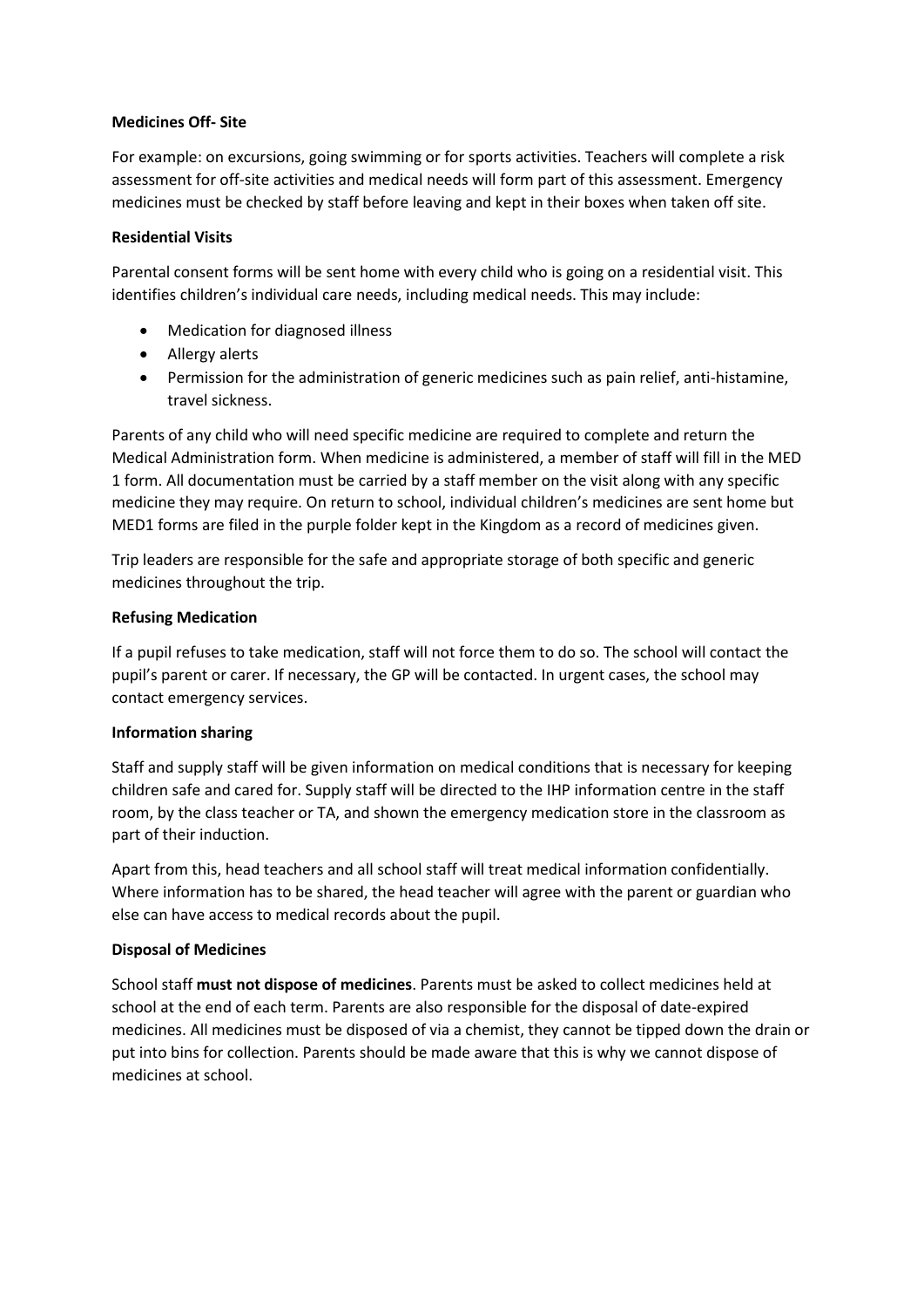**Medicines Off- Site**

For example: on excursions, going swimming or for sports activities. Teachers will complete a risk assessment for off-site activities and medical needs will form part of this assessment. Emergency medicines must be checked by staff before leaving and kept in their boxes when taken off site.

**Residential Visits**

Parental consent forms will be sent home with every child who is going on a residential visit. This identifies children's individual care needs, including medical needs. This may include:

- Medication for diagnosed illness
- Allergy alerts
- Permission for the administration of generic medicines such as pain relief, anti-histamine, travel sickness.

Parents of any child who will need specific medicine are required to complete and return the Medical Administration form. When medicine is administered, a member of staff will fill in the MED 1 form. All documentation must be carried by a staff member on the visit along with any specific medicine they may require. On return to school, individual children's medicines are sent home but MED1 forms are filed in the purple folder kept in the Kingdom as a record of medicines given.

Trip leaders are responsible for the safe and appropriate storage of both specific and generic medicines throughout the trip.

**Refusing Medication**

If a pupil refuses to take medication, staff will not force them to do so. The school will contact the pupil's parent or carer. If necessary, the GP will be contacted. In urgent cases, the school may contact emergency services.

**Information sharing**

Staff and supply staff will be given information on medical conditions that is necessary for keeping children safe and cared for. Supply staff will be directed to the IHP information centre in the staff room, by the class teacher or TA, and shown the emergency medication store in the classroom as part of their induction.

Apart from this, head teachers and all school staff will treat medical information confidentially. Where information has to be shared, the head teacher will agree with the parent or guardian who else can have access to medical records about the pupil.

**Disposal of Medicines**

School staff **must not dispose of medicines**. Parents must be asked to collect medicines held at school at the end of each term. Parents are also responsible for the disposal of date-expired medicines. All medicines must be disposed of via a chemist, they cannot be tipped down the drain or put into bins for collection. Parents should be made aware that this is why we cannot dispose of medicines at school.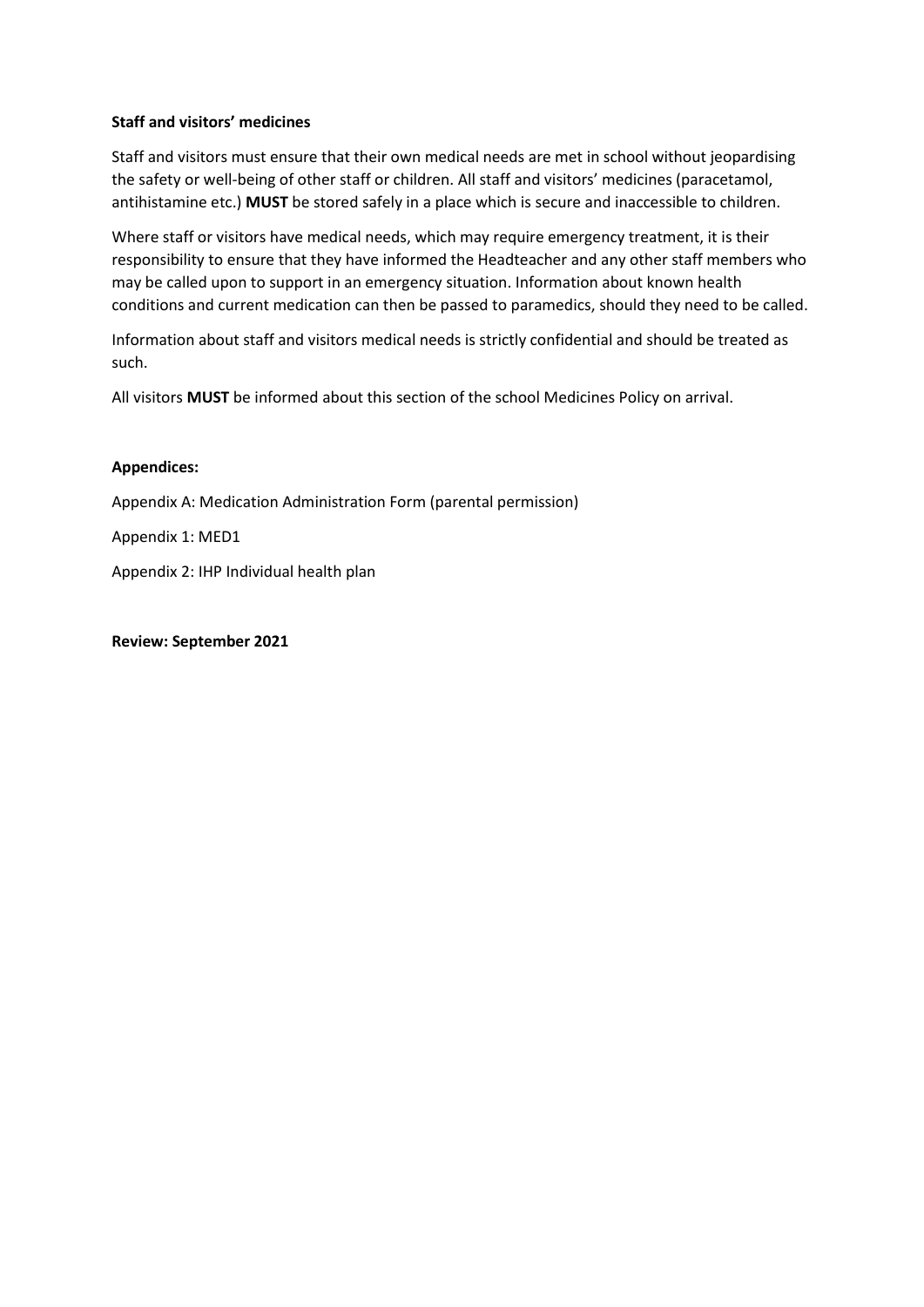**Staff and visitors' medicines**

Staff and visitors must ensure that their own medical needs are met in school without jeopardising the safety or well-being of other staff or children. All staff and visitors' medicines (paracetamol, antihistamine etc.) **MUST** be stored safely in a place which is secure and inaccessible to children.

Where staff or visitors have medical needs, which may require emergency treatment, it is their responsibility to ensure that they have informed the Headteacher and any other staff members who may be called upon to support in an emergency situation. Information about known health conditions and current medication can then be passed to paramedics, should they need to be called.

Information about staff and visitors medical needs is strictly confidential and should be treated as such.

All visitors **MUST** be informed about this section of the school Medicines Policy on arrival.

**Appendices:**

Appendix A: Medication Administration Form (parental permission)

Appendix 1: MED1

Appendix 2: IHP Individual health plan

**Review: September 2021**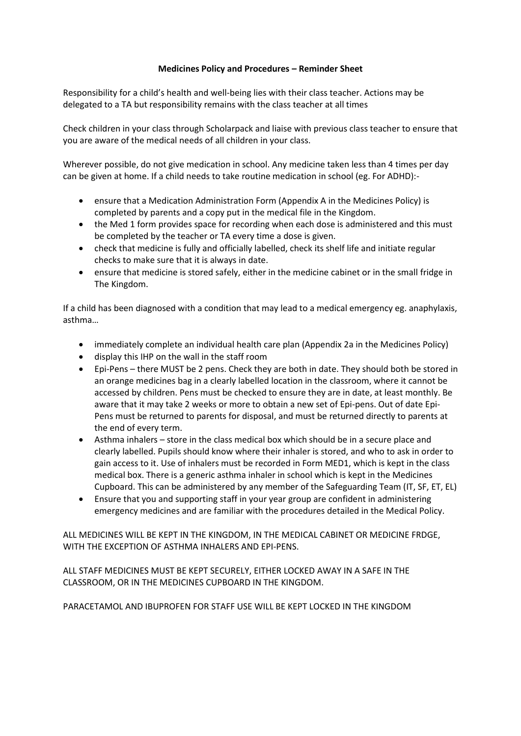**Medicines Policy and Procedures – Reminder Sheet**

Responsibility for a child's health and well-being lies with their class teacher. Actions may be delegated to a TA but responsibility remains with the class teacher at all times

Check children in your class through Scholarpack and liaise with previous class teacher to ensure that you are aware of the medical needs of all children in your class.

Wherever possible, do not give medication in school. Any medicine taken less than 4 times per day can be given at home. If a child needs to take routine medication in school (eg. For ADHD):-

- ensure that a Medication Administration Form (Appendix A in the Medicines Policy) is completed by parents and a copy put in the medical file in the Kingdom.
- the Med 1 form provides space for recording when each dose is administered and this must be completed by the teacher or TA every time a dose is given.
- check that medicine is fully and officially labelled, check its shelf life and initiate regular checks to make sure that it is always in date.
- ensure that medicine is stored safely, either in the medicine cabinet or in the small fridge in The Kingdom.

If a child has been diagnosed with a condition that may lead to a medical emergency eg. anaphylaxis, asthma…

- immediately complete an individual health care plan (Appendix 2a in the Medicines Policy)
- display this IHP on the wall in the staff room
- Epi-Pens – there MUST be 2 pens. Check they are both in date. They should both be stored in an orange medicines bag in a clearly labelled location in the classroom, where it cannot be accessed by children. Pens must be checked to ensure they are in date, at least monthly. Be aware that it may take 2 weeks or more to obtain a new set of Epi-pens. Out of date Epi-Pens must be returned to parents for disposal, and must be returned directly to parents at the end of every term.
- Asthma inhalers – store in the class medical box which should be in a secure place and clearly labelled. Pupils should know where their inhaler is stored, and who to ask in order to gain access to it. Use of inhalers must be recorded in Form MED1, which is kept in the class medical box. There is a generic asthma inhaler in school which is kept in the Medicines Cupboard. This can be administered by any member of the Safeguarding Team (IT, SF, ET, EL)
- Ensure that you and supporting staff in your year group are confident in administering emergency medicines and are familiar with the procedures detailed in the Medical Policy.

ALL MEDICINES WILL BE KEPT IN THE KINGDOM, IN THE MEDICAL CABINET OR MEDICINE FRDGE, WITH THE EXCEPTION OF ASTHMA INHALERS AND EPI-PENS.

ALL STAFF MEDICINES MUST BE KEPT SECURELY, EITHER LOCKED AWAY IN A SAFE IN THE CLASSROOM, OR IN THE MEDICINES CUPBOARD IN THE KINGDOM.

PARACETAMOL AND IBUPROFEN FOR STAFF USE WILL BE KEPT LOCKED IN THE KINGDOM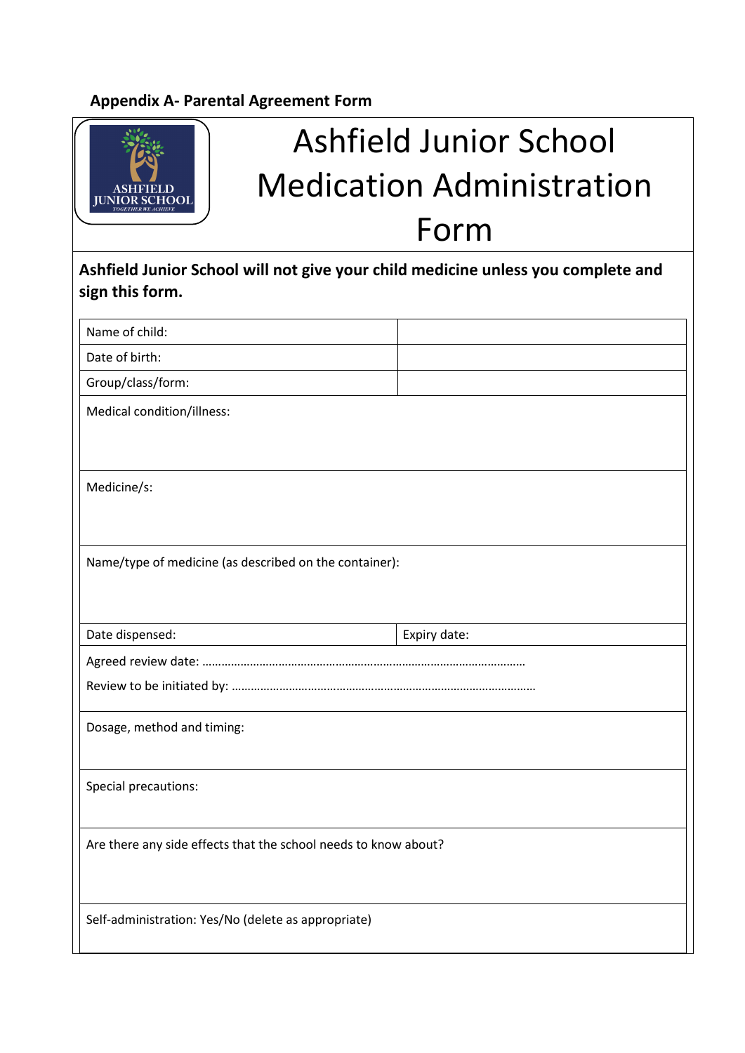**Appendix A- Parental Agreement Form**

# Ashfield Junior School Medication Administration Form

**Ashfield Junior School will not give your child medicine unless you complete and sign this form.**

| Name of child: | |
|---|---|
| Date of birth: | |
| Group/class/form: | |

Medical condition/illness:

Medicine/s:

Name/type of medicine (as described on the container):

| Date dispensed: | Expiry date: |
|---|---|

Agreed review date: ……………………………………………………………………………………

Review to be initiated by: ……………………………………………………………………………

Dosage, method and timing:

Special precautions:

Are there any side effects that the school needs to know about?

Self-administration: Yes/No (delete as appropriate)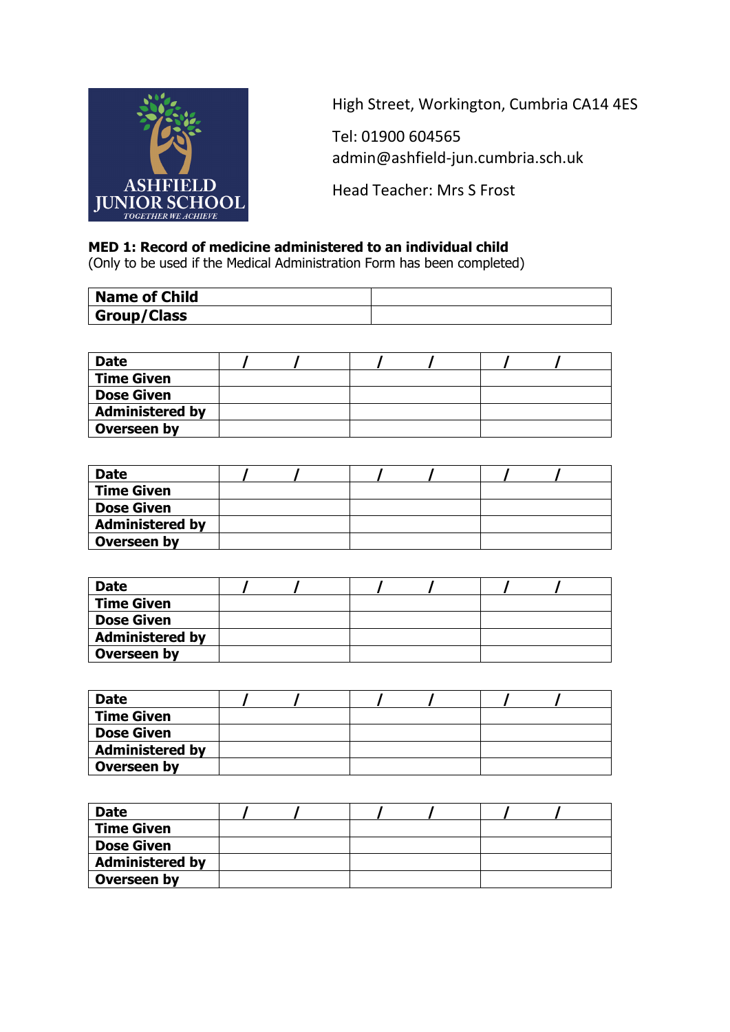ASHFIELD JUNIOR SCHOOL
TOGETHER WE ACHIEVE

High Street, Workington, Cumbria CA14 4ES

Tel: 01900 604565
admin@ashfield-jun.cumbria.sch.uk

Head Teacher: Mrs S Frost

**MED 1: Record of medicine administered to an individual child**
(Only to be used if the Medical Administration Form has been completed)

| **Name of Child** | |
|---|---|
| **Group/Class** | |

| **Date** | / / | / / | / / |
|---|---|---|---|
| **Time Given** | | | |
| **Dose Given** | | | |
| **Administered by** | | | |
| **Overseen by** | | | |

| **Date** | / / | / / | / / |
|---|---|---|---|
| **Time Given** | | | |
| **Dose Given** | | | |
| **Administered by** | | | |
| **Overseen by** | | | |

| **Date** | / / | / / | / / |
|---|---|---|---|
| **Time Given** | | | |
| **Dose Given** | | | |
| **Administered by** | | | |
| **Overseen by** | | | |

| **Date** | / / | / / | / / |
|---|---|---|---|
| **Time Given** | | | |
| **Dose Given** | | | |
| **Administered by** | | | |
| **Overseen by** | | | |

| **Date** | / / | / / | / / |
|---|---|---|---|
| **Time Given** | | | |
| **Dose Given** | | | |
| **Administered by** | | | |
| **Overseen by** | | | |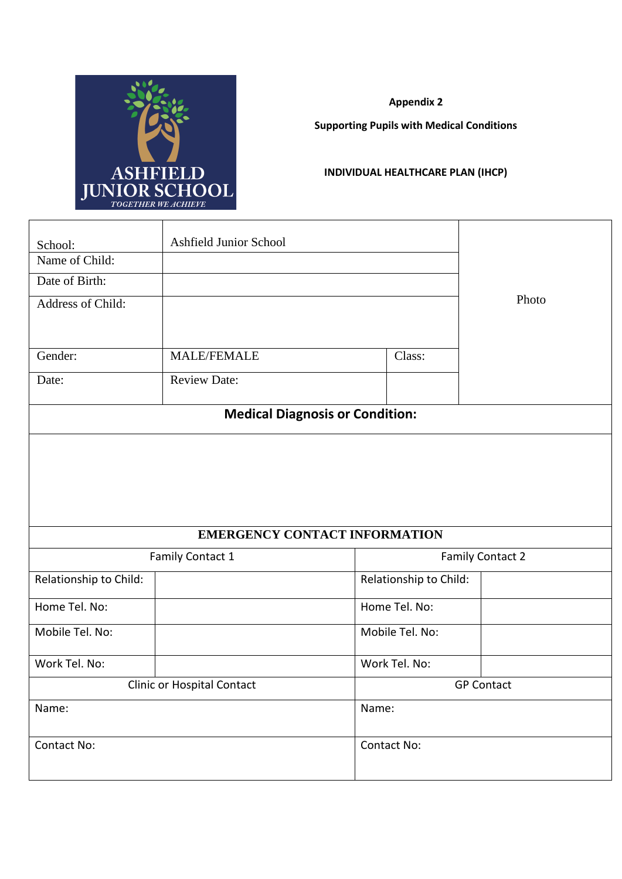ASHFIELD JUNIOR SCHOOL
TOGETHER WE ACHIEVE

**Appendix 2**

**Supporting Pupils with Medical Conditions**

**INDIVIDUAL HEALTHCARE PLAN (IHCP)**

| School: | Ashfield Junior School | | Photo |
|---|---|---|---|
| Name of Child: | | | |
| Date of Birth: | | | |
| Address of Child: | | | |
| Gender: | MALE/FEMALE | Class: | |
| Date: | Review Date: | | |

| **Medical Diagnosis or Condition:** |
|---|
| |

| **EMERGENCY CONTACT INFORMATION** | | | |
|---|---|---|---|
| Family Contact 1 | | Family Contact 2 | |
| Relationship to Child: | | Relationship to Child: | |
| Home Tel. No: | | Home Tel. No: | |
| Mobile Tel. No: | | Mobile Tel. No: | |
| Work Tel. No: | | Work Tel. No: | |
| Clinic or Hospital Contact | | GP Contact | |
| Name: | | Name: | |
| Contact No: | | Contact No: | |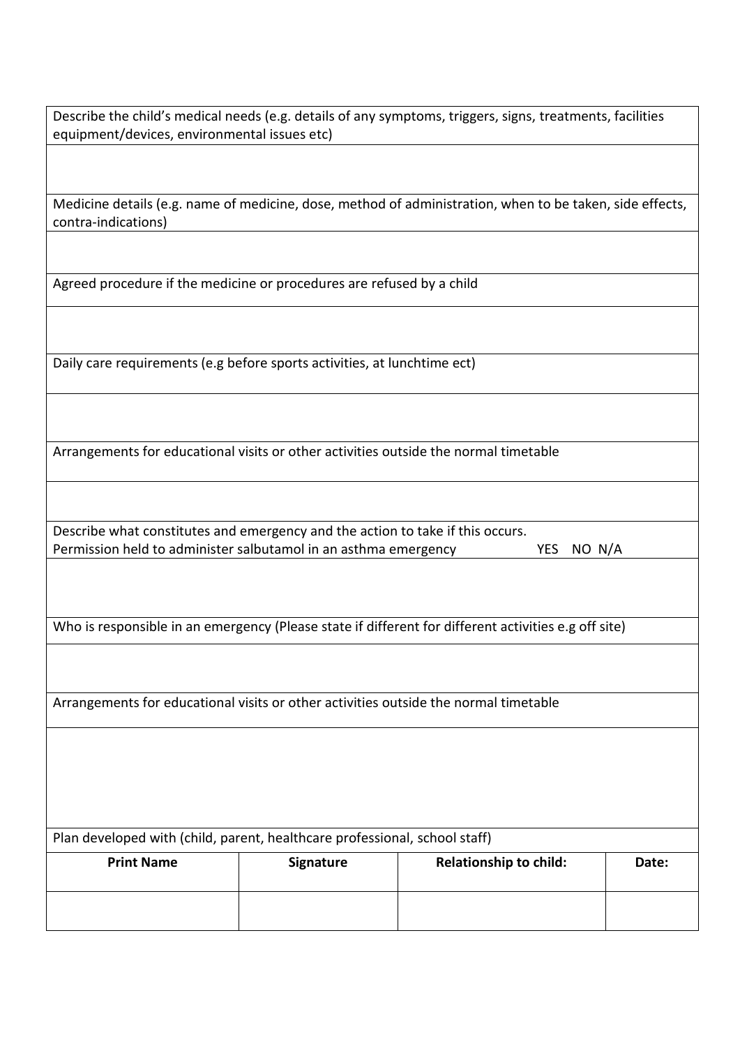| Describe the child's medical needs (e.g. details of any symptoms, triggers, signs, treatments, facilities equipment/devices, environmental issues etc) |
|---|
| |
| Medicine details (e.g. name of medicine, dose, method of administration, when to be taken, side effects, contra-indications) |
| |
| Agreed procedure if the medicine or procedures are refused by a child |
| |
| Daily care requirements (e.g before sports activities, at lunchtime ect) |
| |
| Arrangements for educational visits or other activities outside the normal timetable |
| |
| Describe what constitutes and emergency and the action to take if this occurs. Permission held to administer salbutamol in an asthma emergency YES NO N/A |
| |
| Who is responsible in an emergency (Please state if different for different activities e.g off site) |
| |
| Arrangements for educational visits or other activities outside the normal timetable |
| |

Plan developed with (child, parent, healthcare professional, school staff)

| Print Name | Signature | Relationship to child: | Date: |
|---|---|---|---|
| | | | |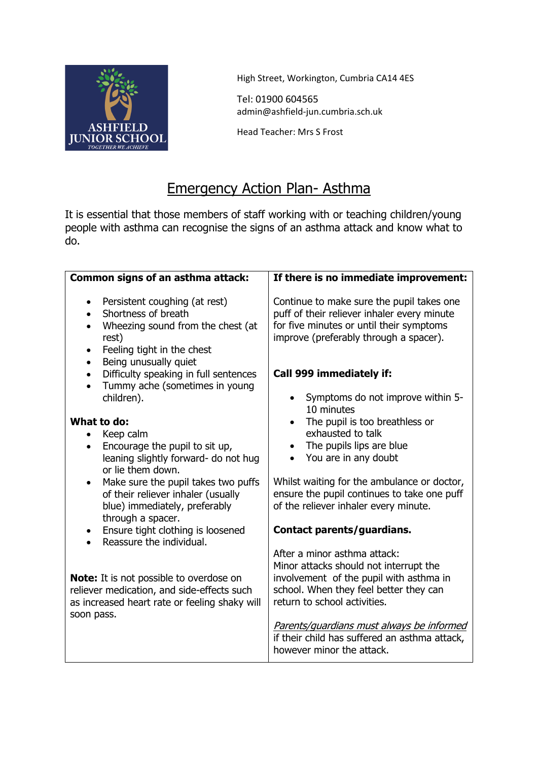ASHFIELD JUNIOR SCHOOL
TOGETHER WE ACHIEVE

High Street, Workington, Cumbria CA14 4ES

Tel: 01900 604565
admin@ashfield-jun.cumbria.sch.uk

Head Teacher: Mrs S Frost

# Emergency Action Plan- Asthma

It is essential that those members of staff working with or teaching children/young people with asthma can recognise the signs of an asthma attack and know what to do.

**Common signs of an asthma attack:**

- Persistent coughing (at rest)
- Shortness of breath
- Wheezing sound from the chest (at rest)
- Feeling tight in the chest
- Being unusually quiet
- Difficulty speaking in full sentences
- Tummy ache (sometimes in young children).

**What to do:**

- Keep calm
- Encourage the pupil to sit up, leaning slightly forward- do not hug or lie them down.
- Make sure the pupil takes two puffs of their reliever inhaler (usually blue) immediately, preferably through a spacer.
- Ensure tight clothing is loosened
- Reassure the individual.

**Note:** It is not possible to overdose on reliever medication, and side-effects such as increased heart rate or feeling shaky will soon pass.

**If there is no immediate improvement:**

Continue to make sure the pupil takes one puff of their reliever inhaler every minute for five minutes or until their symptoms improve (preferably through a spacer).

**Call 999 immediately if:**

- Symptoms do not improve within 5-10 minutes
- The pupil is too breathless or exhausted to talk
- The pupils lips are blue
- You are in any doubt

Whilst waiting for the ambulance or doctor, ensure the pupil continues to take one puff of the reliever inhaler every minute.

**Contact parents/guardians.**

After a minor asthma attack:
Minor attacks should not interrupt the involvement of the pupil with asthma in school. When they feel better they can return to school activities.

*Parents/guardians must always be informed* if their child has suffered an asthma attack, however minor the attack.